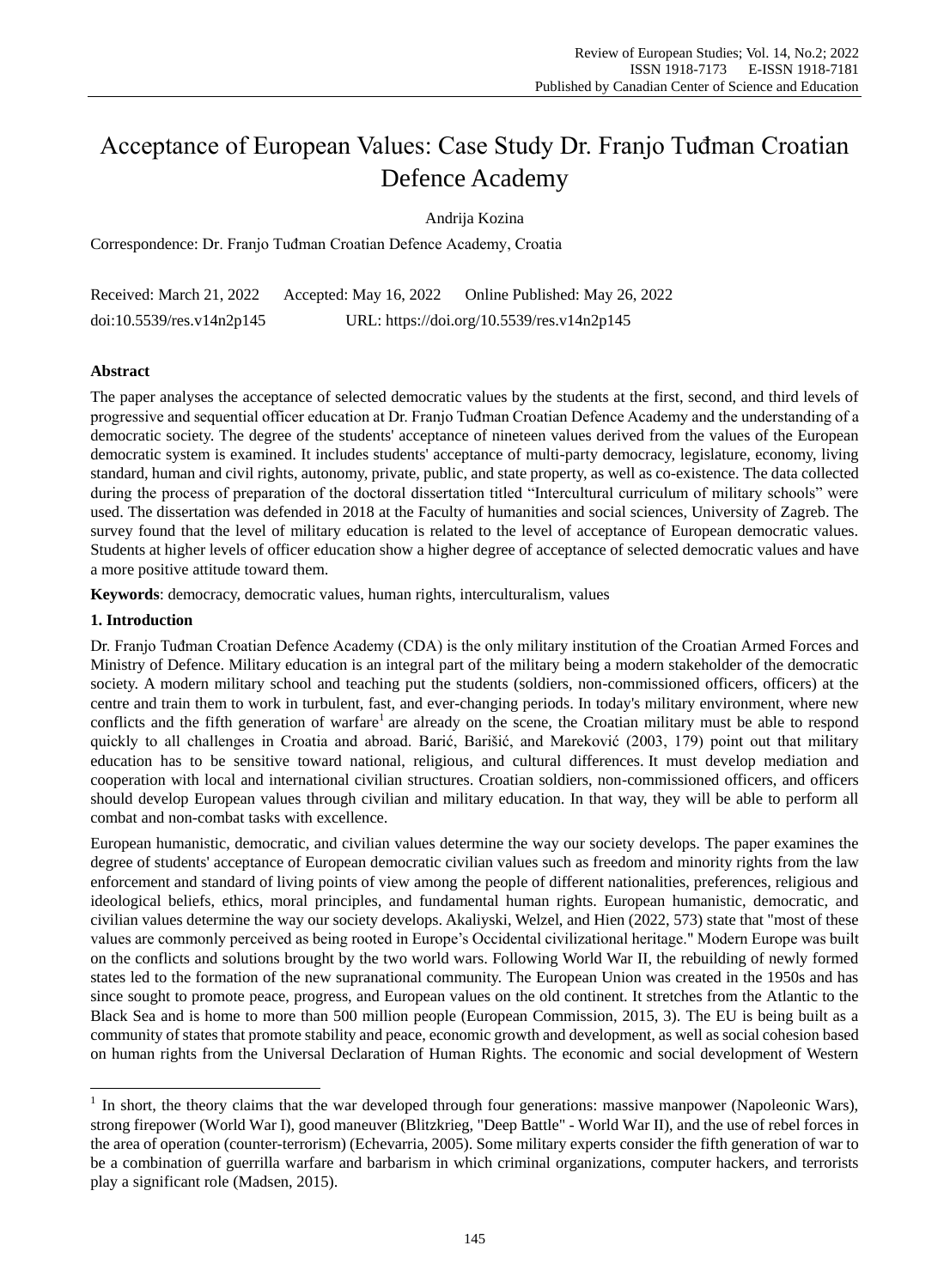# Acceptance of European Values: Case Study Dr. Franjo Tuđman Croatian Defence Academy

Andrija Kozina

Correspondence: Dr. Franjo Tuđman Croatian Defence Academy, Croatia

Received: March 21, 2022 Accepted: May 16, 2022 Online Published: May 26, 2022

doi:10.5539/res.v14n2p145 URL: https://doi.org/10.5539/res.v14n2p145

## Abstract

The paper analyses the acceptance of selected democratic values by the students at the first, second, and third levels of progressive and sequential officer education at Dr. Franjo Tuđman Croatian Defence Academy and the understanding of a democratic society. The degree of the students' acceptance of nineteen values derived from the values of the European democratic system is examined. It includes students' acceptance of multi-party democracy, legislature, economy, living standard, human and civil rights, autonomy, private, public, and state property, as well as co-existence. The data collected during the process of preparation of the doctoral dissertation titled "Intercultural curriculum of military schools" were used. The dissertation was defended in 2018 at the Faculty of humanities and social sciences, University of Zagreb. The survey found that the level of military education is related to the level of acceptance of European democratic values. Students at higher levels of officer education show a higher degree of acceptance of selected democratic values and have a more positive attitude toward them.

**Keywords**: democracy, democratic values, human rights, interculturalism, values

## 1. Introduction

Dr. Franjo Tuđman Croatian Defence Academy (CDA) is the only military institution of the Croatian Armed Forces and Ministry of Defence. Military education is an integral part of the military being a modern stakeholder of the democratic society. A modern military school and teaching put the students (soldiers, non-commissioned officers, officers) at the centre and train them to work in turbulent, fast, and ever-changing periods. In today's military environment, where new conflicts and the fifth generation of warfare[1] are already on the scene, the Croatian military must be able to respond quickly to all challenges in Croatia and abroad. Barić, Barišić, and Mareković (2003, 179) point out that military education has to be sensitive toward national, religious, and cultural differences. It must develop mediation and cooperation with local and international civilian structures. Croatian soldiers, non-commissioned officers, and officers should develop European values through civilian and military education. In that way, they will be able to perform all combat and non-combat tasks with excellence.

European humanistic, democratic, and civilian values determine the way our society develops. The paper examines the degree of students' acceptance of European democratic civilian values such as freedom and minority rights from the law enforcement and standard of living points of view among the people of different nationalities, preferences, religious and ideological beliefs, ethics, moral principles, and fundamental human rights. European humanistic, democratic, and civilian values determine the way our society develops. Akaliyski, Welzel, and Hien (2022, 573) state that "most of these values are commonly perceived as being rooted in Europe's Occidental civilizational heritage." Modern Europe was built on the conflicts and solutions brought by the two world wars. Following World War II, the rebuilding of newly formed states led to the formation of the new supranational community. The European Union was created in the 1950s and has since sought to promote peace, progress, and European values on the old continent. It stretches from the Atlantic to the Black Sea and is home to more than 500 million people (European Commission, 2015, 3). The EU is being built as a community of states that promote stability and peace, economic growth and development, as well as social cohesion based on human rights from the Universal Declaration of Human Rights. The economic and social development of Western

[1] In short, the theory claims that the war developed through four generations: massive manpower (Napoleonic Wars), strong firepower (World War I), good maneuver (Blitzkrieg, "Deep Battle" - World War II), and the use of rebel forces in the area of operation (counter-terrorism) (Echevarria, 2005). Some military experts consider the fifth generation of war to be a combination of guerrilla warfare and barbarism in which criminal organizations, computer hackers, and terrorists play a significant role (Madsen, 2015).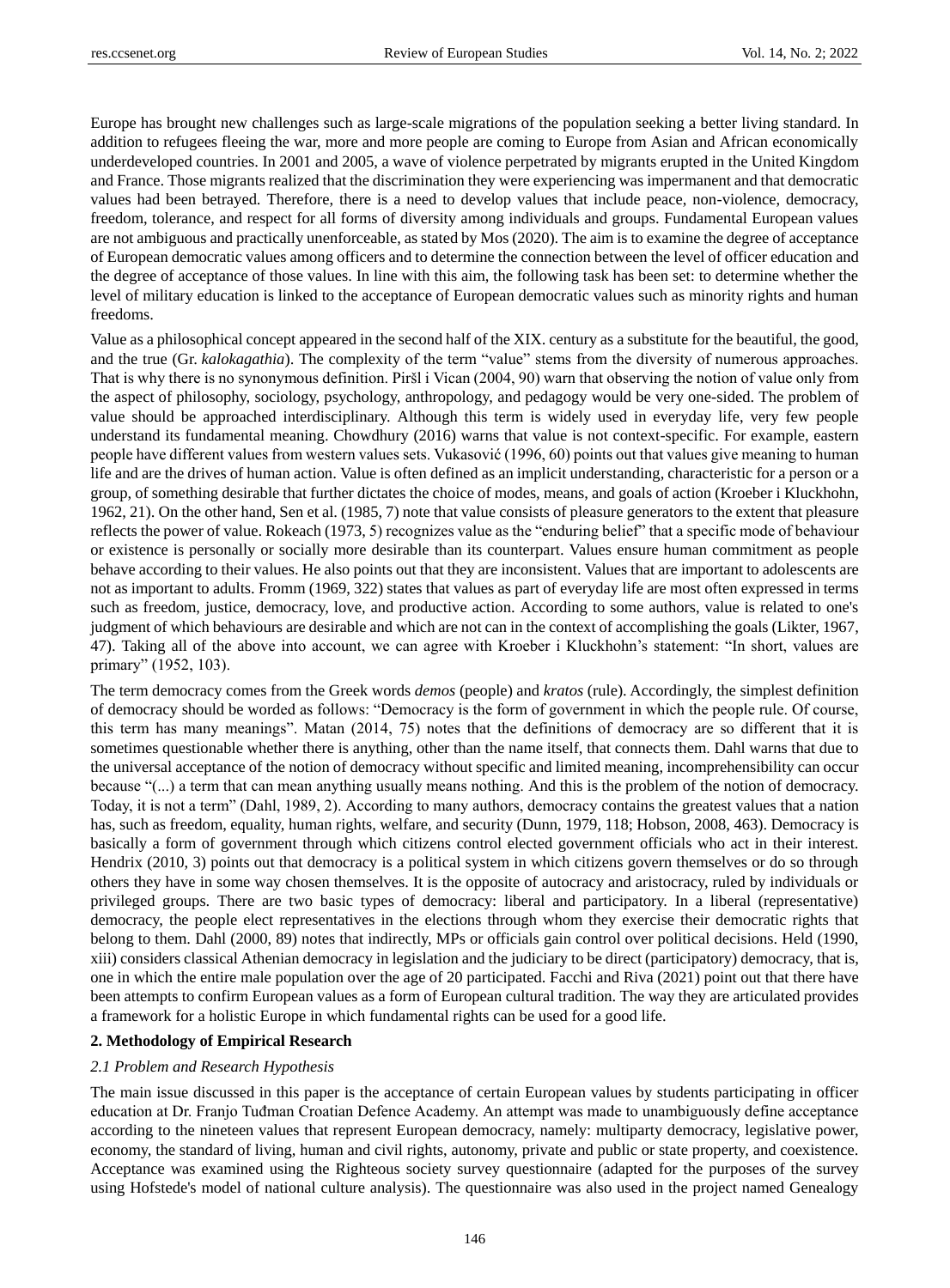Europe has brought new challenges such as large-scale migrations of the population seeking a better living standard. In addition to refugees fleeing the war, more and more people are coming to Europe from Asian and African economically underdeveloped countries. In 2001 and 2005, a wave of violence perpetrated by migrants erupted in the United Kingdom and France. Those migrants realized that the discrimination they were experiencing was impermanent and that democratic values had been betrayed. Therefore, there is a need to develop values that include peace, non-violence, democracy, freedom, tolerance, and respect for all forms of diversity among individuals and groups. Fundamental European values are not ambiguous and practically unenforceable, as stated by Mos (2020). The aim is to examine the degree of acceptance of European democratic values among officers and to determine the connection between the level of officer education and the degree of acceptance of those values. In line with this aim, the following task has been set: to determine whether the level of military education is linked to the acceptance of European democratic values such as minority rights and human freedoms.

Value as a philosophical concept appeared in the second half of the XIX. century as a substitute for the beautiful, the good, and the true (Gr. *kalokagathia*). The complexity of the term "value" stems from the diversity of numerous approaches. That is why there is no synonymous definition. Piršl i Vican (2004, 90) warn that observing the notion of value only from the aspect of philosophy, sociology, psychology, anthropology, and pedagogy would be very one-sided. The problem of value should be approached interdisciplinary. Although this term is widely used in everyday life, very few people understand its fundamental meaning. Chowdhury (2016) warns that value is not context-specific. For example, eastern people have different values from western values sets. Vukasović (1996, 60) points out that values give meaning to human life and are the drives of human action. Value is often defined as an implicit understanding, characteristic for a person or a group, of something desirable that further dictates the choice of modes, means, and goals of action (Kroeber i Kluckhohn, 1962, 21). On the other hand, Sen et al. (1985, 7) note that value consists of pleasure generators to the extent that pleasure reflects the power of value. Rokeach (1973, 5) recognizes value as the "enduring belief" that a specific mode of behaviour or existence is personally or socially more desirable than its counterpart. Values ensure human commitment as people behave according to their values. He also points out that they are inconsistent. Values that are important to adolescents are not as important to adults. Fromm (1969, 322) states that values as part of everyday life are most often expressed in terms such as freedom, justice, democracy, love, and productive action. According to some authors, value is related to one's judgment of which behaviours are desirable and which are not can in the context of accomplishing the goals (Likter, 1967, 47). Taking all of the above into account, we can agree with Kroeber i Kluckhohn's statement: "In short, values are primary" (1952, 103).

The term democracy comes from the Greek words *demos* (people) and *kratos* (rule). Accordingly, the simplest definition of democracy should be worded as follows: "Democracy is the form of government in which the people rule. Of course, this term has many meanings". Matan (2014, 75) notes that the definitions of democracy are so different that it is sometimes questionable whether there is anything, other than the name itself, that connects them. Dahl warns that due to the universal acceptance of the notion of democracy without specific and limited meaning, incomprehensibility can occur because "(...) a term that can mean anything usually means nothing. And this is the problem of the notion of democracy. Today, it is not a term" (Dahl, 1989, 2). According to many authors, democracy contains the greatest values that a nation has, such as freedom, equality, human rights, welfare, and security (Dunn, 1979, 118; Hobson, 2008, 463). Democracy is basically a form of government through which citizens control elected government officials who act in their interest. Hendrix (2010, 3) points out that democracy is a political system in which citizens govern themselves or do so through others they have in some way chosen themselves. It is the opposite of autocracy and aristocracy, ruled by individuals or privileged groups. There are two basic types of democracy: liberal and participatory. In a liberal (representative) democracy, the people elect representatives in the elections through whom they exercise their democratic rights that belong to them. Dahl (2000, 89) notes that indirectly, MPs or officials gain control over political decisions. Held (1990, xiii) considers classical Athenian democracy in legislation and the judiciary to be direct (participatory) democracy, that is, one in which the entire male population over the age of 20 participated. Facchi and Riva (2021) point out that there have been attempts to confirm European values as a form of European cultural tradition. The way they are articulated provides a framework for a holistic Europe in which fundamental rights can be used for a good life.

## 2. Methodology of Empirical Research

### *2.1 Problem and Research Hypothesis*

The main issue discussed in this paper is the acceptance of certain European values by students participating in officer education at Dr. Franjo Tuđman Croatian Defence Academy. An attempt was made to unambiguously define acceptance according to the nineteen values that represent European democracy, namely: multiparty democracy, legislative power, economy, the standard of living, human and civil rights, autonomy, private and public or state property, and coexistence. Acceptance was examined using the Righteous society survey questionnaire (adapted for the purposes of the survey using Hofstede's model of national culture analysis). The questionnaire was also used in the project named Genealogy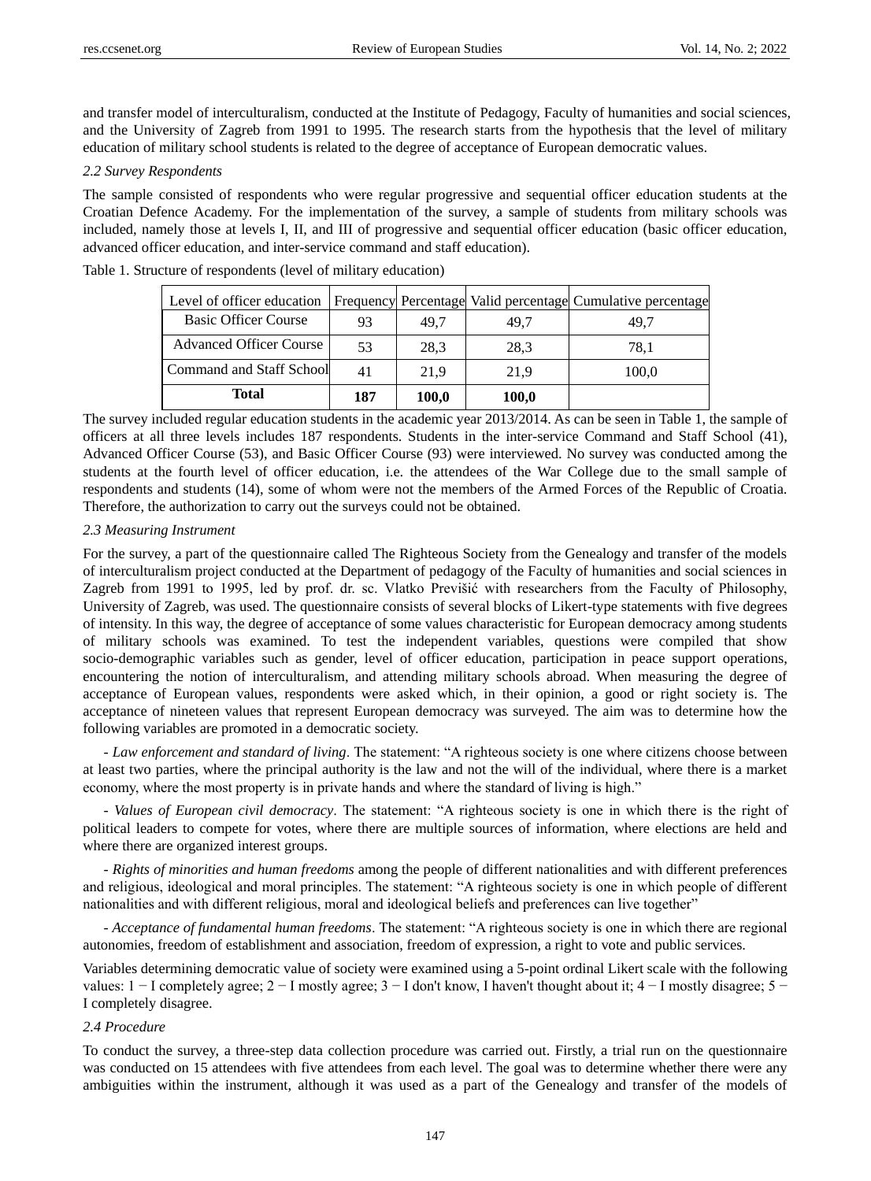and transfer model of interculturalism, conducted at the Institute of Pedagogy, Faculty of humanities and social sciences, and the University of Zagreb from 1991 to 1995. The research starts from the hypothesis that the level of military education of military school students is related to the degree of acceptance of European democratic values.

*2.2 Survey Respondents*

The sample consisted of respondents who were regular progressive and sequential officer education students at the Croatian Defence Academy. For the implementation of the survey, a sample of students from military schools was included, namely those at levels I, II, and III of progressive and sequential officer education (basic officer education, advanced officer education, and inter-service command and staff education).

Table 1. Structure of respondents (level of military education)

| Level of officer education | Frequency | Percentage | Valid percentage | Cumulative percentage |
|---|---|---|---|---|
| Basic Officer Course | 93 | 49,7 | 49,7 | 49,7 |
| Advanced Officer Course | 53 | 28,3 | 28,3 | 78,1 |
| Command and Staff School | 41 | 21,9 | 21,9 | 100,0 |
| **Total** | **187** | **100,0** | **100,0** | |

The survey included regular education students in the academic year 2013/2014. As can be seen in Table 1, the sample of officers at all three levels includes 187 respondents. Students in the inter-service Command and Staff School (41), Advanced Officer Course (53), and Basic Officer Course (93) were interviewed. No survey was conducted among the students at the fourth level of officer education, i.e. the attendees of the War College due to the small sample of respondents and students (14), some of whom were not the members of the Armed Forces of the Republic of Croatia. Therefore, the authorization to carry out the surveys could not be obtained.

*2.3 Measuring Instrument*

For the survey, a part of the questionnaire called The Righteous Society from the Genealogy and transfer of the models of interculturalism project conducted at the Department of pedagogy of the Faculty of humanities and social sciences in Zagreb from 1991 to 1995, led by prof. dr. sc. Vlatko Previšić with researchers from the Faculty of Philosophy, University of Zagreb, was used. The questionnaire consists of several blocks of Likert-type statements with five degrees of intensity. In this way, the degree of acceptance of some values characteristic for European democracy among students of military schools was examined. To test the independent variables, questions were compiled that show socio-demographic variables such as gender, level of officer education, participation in peace support operations, encountering the notion of interculturalism, and attending military schools abroad. When measuring the degree of acceptance of European values, respondents were asked which, in their opinion, a good or right society is. The acceptance of nineteen values that represent European democracy was surveyed. The aim was to determine how the following variables are promoted in a democratic society.

- *Law enforcement and standard of living*. The statement: "A righteous society is one where citizens choose between at least two parties, where the principal authority is the law and not the will of the individual, where there is a market economy, where the most property is in private hands and where the standard of living is high."

- *Values of European civil democracy*. The statement: "A righteous society is one in which there is the right of political leaders to compete for votes, where there are multiple sources of information, where elections are held and where there are organized interest groups.

- *Rights of minorities and human freedoms* among the people of different nationalities and with different preferences and religious, ideological and moral principles. The statement: "A righteous society is one in which people of different nationalities and with different religious, moral and ideological beliefs and preferences can live together"

- *Acceptance of fundamental human freedoms*. The statement: "A righteous society is one in which there are regional autonomies, freedom of establishment and association, freedom of expression, a right to vote and public services.

Variables determining democratic value of society were examined using a 5-point ordinal Likert scale with the following values: 1 − I completely agree; 2 − I mostly agree; 3 − I don't know, I haven't thought about it; 4 − I mostly disagree; 5 − I completely disagree.

*2.4 Procedure*

To conduct the survey, a three-step data collection procedure was carried out. Firstly, a trial run on the questionnaire was conducted on 15 attendees with five attendees from each level. The goal was to determine whether there were any ambiguities within the instrument, although it was used as a part of the Genealogy and transfer of the models of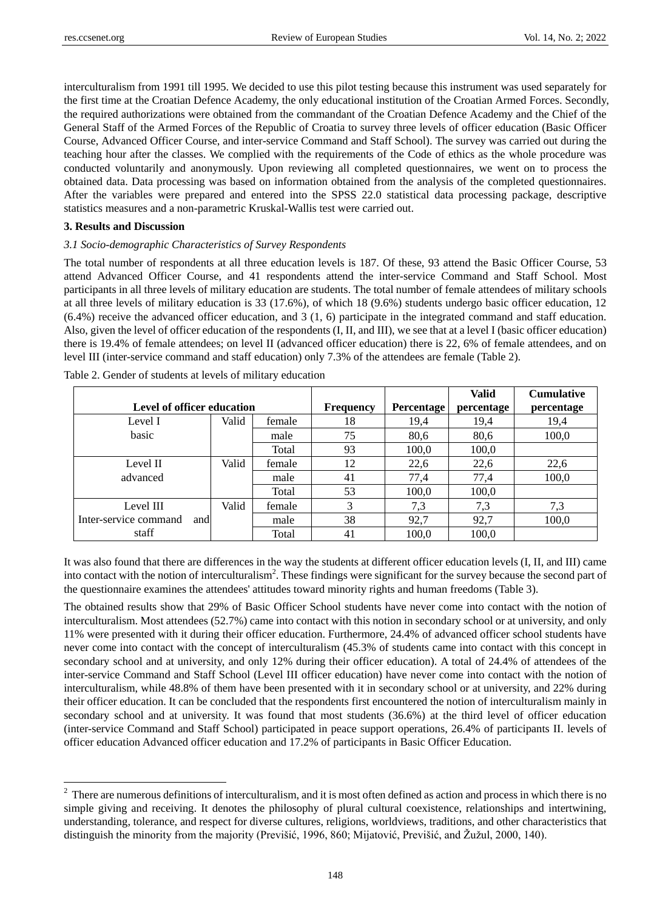interculturalism from 1991 till 1995. We decided to use this pilot testing because this instrument was used separately for the first time at the Croatian Defence Academy, the only educational institution of the Croatian Armed Forces. Secondly, the required authorizations were obtained from the commandant of the Croatian Defence Academy and the Chief of the General Staff of the Armed Forces of the Republic of Croatia to survey three levels of officer education (Basic Officer Course, Advanced Officer Course, and inter-service Command and Staff School). The survey was carried out during the teaching hour after the classes. We complied with the requirements of the Code of ethics as the whole procedure was conducted voluntarily and anonymously. Upon reviewing all completed questionnaires, we went on to process the obtained data. Data processing was based on information obtained from the analysis of the completed questionnaires. After the variables were prepared and entered into the SPSS 22.0 statistical data processing package, descriptive statistics measures and a non-parametric Kruskal-Wallis test were carried out.

## 3. Results and Discussion

### *3.1 Socio-demographic Characteristics of Survey Respondents*

The total number of respondents at all three education levels is 187. Of these, 93 attend the Basic Officer Course, 53 attend Advanced Officer Course, and 41 respondents attend the inter-service Command and Staff School. Most participants in all three levels of military education are students. The total number of female attendees of military schools at all three levels of military education is 33 (17.6%), of which 18 (9.6%) students undergo basic officer education, 12 (6.4%) receive the advanced officer education, and 3 (1, 6) participate in the integrated command and staff education. Also, given the level of officer education of the respondents (I, II, and III), we see that at a level I (basic officer education) there is 19.4% of female attendees; on level II (advanced officer education) there is 22, 6% of female attendees, and on level III (inter-service command and staff education) only 7.3% of the attendees are female (Table 2).

Table 2. Gender of students at levels of military education

| Level of officer education | | | Frequency | Percentage | Valid percentage | Cumulative percentage |
|---|---|---|---|---|---|---|
| Level I basic | Valid | female | 18 | 19,4 | 19,4 | 19,4 |
| | | male | 75 | 80,6 | 80,6 | 100,0 |
| | | Total | 93 | 100,0 | 100,0 | |
| Level II advanced | Valid | female | 12 | 22,6 | 22,6 | 22,6 |
| | | male | 41 | 77,4 | 77,4 | 100,0 |
| | | Total | 53 | 100,0 | 100,0 | |
| Level III Inter-service command and staff | Valid | female | 3 | 7,3 | 7,3 | 7,3 |
| | | male | 38 | 92,7 | 92,7 | 100,0 |
| | | Total | 41 | 100,0 | 100,0 | |

It was also found that there are differences in the way the students at different officer education levels (I, II, and III) came into contact with the notion of interculturalism[2]. These findings were significant for the survey because the second part of the questionnaire examines the attendees' attitudes toward minority rights and human freedoms (Table 3).

The obtained results show that 29% of Basic Officer School students have never come into contact with the notion of interculturalism. Most attendees (52.7%) came into contact with this notion in secondary school or at university, and only 11% were presented with it during their officer education. Furthermore, 24.4% of advanced officer school students have never come into contact with the concept of interculturalism (45.3% of students came into contact with this concept in secondary school and at university, and only 12% during their officer education). A total of 24.4% of attendees of the inter-service Command and Staff School (Level III officer education) have never come into contact with the notion of interculturalism, while 48.8% of them have been presented with it in secondary school or at university, and 22% during their officer education. It can be concluded that the respondents first encountered the notion of interculturalism mainly in secondary school and at university. It was found that most students (36.6%) at the third level of officer education (inter-service Command and Staff School) participated in peace support operations, 26.4% of participants II. levels of officer education Advanced officer education and 17.2% of participants in Basic Officer Education.

[2] There are numerous definitions of interculturalism, and it is most often defined as action and process in which there is no simple giving and receiving. It denotes the philosophy of plural cultural coexistence, relationships and intertwining, understanding, tolerance, and respect for diverse cultures, religions, worldviews, traditions, and other characteristics that distinguish the minority from the majority (Previšić, 1996, 860; Mijatović, Previšić, and Žužul, 2000, 140).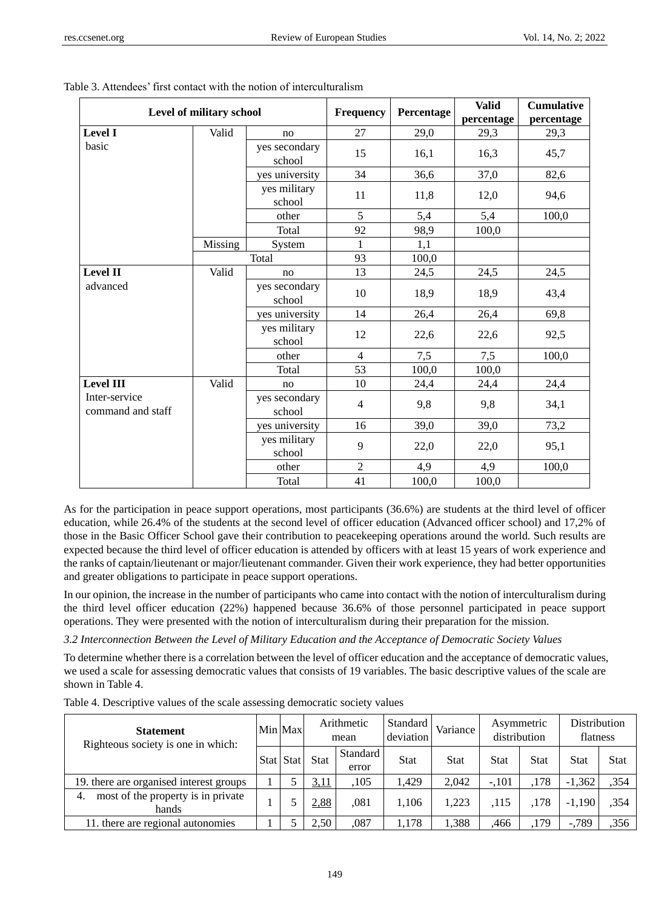Table 3. Attendees' first contact with the notion of interculturalism

| Level of military school | | | Frequency | Percentage | Valid percentage | Cumulative percentage |
|---|---|---|---|---|---|---|
| **Level I** basic | Valid | no | 27 | 29,0 | 29,3 | 29,3 |
| | | yes secondary school | 15 | 16,1 | 16,3 | 45,7 |
| | | yes university | 34 | 36,6 | 37,0 | 82,6 |
| | | yes military school | 11 | 11,8 | 12,0 | 94,6 |
| | | other | 5 | 5,4 | 5,4 | 100,0 |
| | | Total | 92 | 98,9 | 100,0 | |
| | Missing | System | 1 | 1,1 | | |
| | Total | | 93 | 100,0 | | |
| **Level II** advanced | Valid | no | 13 | 24,5 | 24,5 | 24,5 |
| | | yes secondary school | 10 | 18,9 | 18,9 | 43,4 |
| | | yes university | 14 | 26,4 | 26,4 | 69,8 |
| | | yes military school | 12 | 22,6 | 22,6 | 92,5 |
| | | other | 4 | 7,5 | 7,5 | 100,0 |
| | | Total | 53 | 100,0 | 100,0 | |
| **Level III** Inter-service command and staff | Valid | no | 10 | 24,4 | 24,4 | 24,4 |
| | | yes secondary school | 4 | 9,8 | 9,8 | 34,1 |
| | | yes university | 16 | 39,0 | 39,0 | 73,2 |
| | | yes military school | 9 | 22,0 | 22,0 | 95,1 |
| | | other | 2 | 4,9 | 4,9 | 100,0 |
| | | Total | 41 | 100,0 | 100,0 | |

As for the participation in peace support operations, most participants (36.6%) are students at the third level of officer education, while 26.4% of the students at the second level of officer education (Advanced officer school) and 17,2% of those in the Basic Officer School gave their contribution to peacekeeping operations around the world. Such results are expected because the third level of officer education is attended by officers with at least 15 years of work experience and the ranks of captain/lieutenant or major/lieutenant commander. Given their work experience, they had better opportunities and greater obligations to participate in peace support operations.

In our opinion, the increase in the number of participants who came into contact with the notion of interculturalism during the third level officer education (22%) happened because 36.6% of those personnel participated in peace support operations. They were presented with the notion of interculturalism during their preparation for the mission.

*3.2 Interconnection Between the Level of Military Education and the Acceptance of Democratic Society Values*

To determine whether there is a correlation between the level of officer education and the acceptance of democratic values, we used a scale for assessing democratic values that consists of 19 variables. The basic descriptive values of the scale are shown in Table 4.

Table 4. Descriptive values of the scale assessing democratic society values

| **Statement** Righteous society is one in which: | Min | Max | Arithmetic mean | | Standard deviation | Variance | Asymmetric distribution | | Distribution flatness | |
|---|---|---|---|---|---|---|---|---|---|---|
| | Stat | Stat | Stat | Standard error | Stat | Stat | Stat | Stat | Stat | Stat |
| 19. there are organised interest groups | 1 | 5 | 3,11 | ,105 | 1,429 | 2,042 | -,101 | ,178 | -1,362 | ,354 |
| 4. most of the property is in private hands | 1 | 5 | 2,88 | ,081 | 1,106 | 1,223 | ,115 | ,178 | -1,190 | ,354 |
| 11. there are regional autonomies | 1 | 5 | 2,50 | ,087 | 1,178 | 1,388 | ,466 | ,179 | -,789 | ,356 |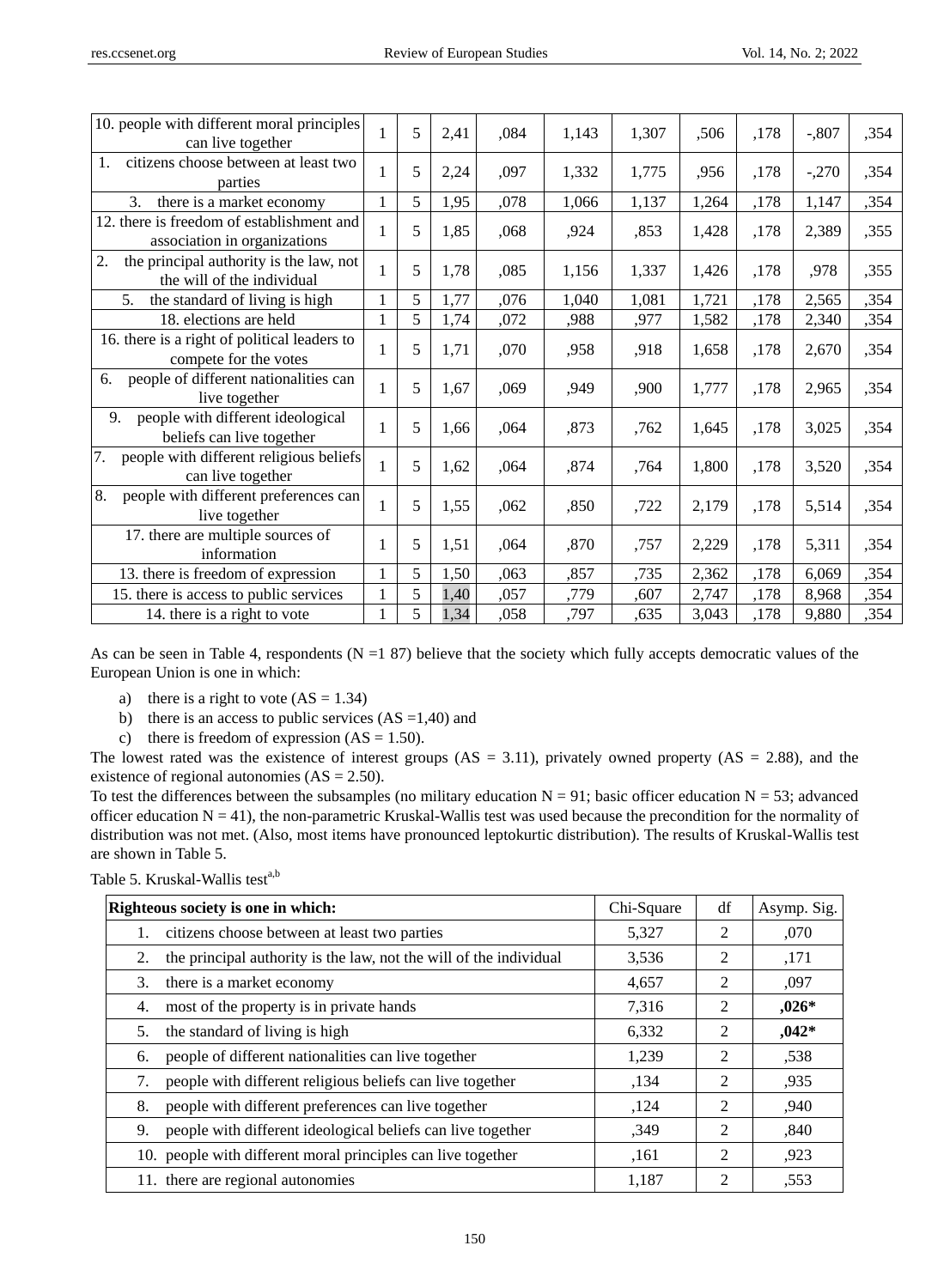| | | | | | | | | | | |
|---|---|---|---|---|---|---|---|---|---|---|
| 10. people with different moral principles can live together | 1 | 5 | 2,41 | ,084 | 1,143 | 1,307 | ,506 | ,178 | -,807 | ,354 |
| 1. citizens choose between at least two parties | 1 | 5 | 2,24 | ,097 | 1,332 | 1,775 | ,956 | ,178 | -,270 | ,354 |
| 3. there is a market economy | 1 | 5 | 1,95 | ,078 | 1,066 | 1,137 | 1,264 | ,178 | 1,147 | ,354 |
| 12. there is freedom of establishment and association in organizations | 1 | 5 | 1,85 | ,068 | ,924 | ,853 | 1,428 | ,178 | 2,389 | ,355 |
| 2. the principal authority is the law, not the will of the individual | 1 | 5 | 1,78 | ,085 | 1,156 | 1,337 | 1,426 | ,178 | ,978 | ,355 |
| 5. the standard of living is high | 1 | 5 | 1,77 | ,076 | 1,040 | 1,081 | 1,721 | ,178 | 2,565 | ,354 |
| 18. elections are held | 1 | 5 | 1,74 | ,072 | ,988 | ,977 | 1,582 | ,178 | 2,340 | ,354 |
| 16. there is a right of political leaders to compete for the votes | 1 | 5 | 1,71 | ,070 | ,958 | ,918 | 1,658 | ,178 | 2,670 | ,354 |
| 6. people of different nationalities can live together | 1 | 5 | 1,67 | ,069 | ,949 | ,900 | 1,777 | ,178 | 2,965 | ,354 |
| 9. people with different ideological beliefs can live together | 1 | 5 | 1,66 | ,064 | ,873 | ,762 | 1,645 | ,178 | 3,025 | ,354 |
| 7. people with different religious beliefs can live together | 1 | 5 | 1,62 | ,064 | ,874 | ,764 | 1,800 | ,178 | 3,520 | ,354 |
| 8. people with different preferences can live together | 1 | 5 | 1,55 | ,062 | ,850 | ,722 | 2,179 | ,178 | 5,514 | ,354 |
| 17. there are multiple sources of information | 1 | 5 | 1,51 | ,064 | ,870 | ,757 | 2,229 | ,178 | 5,311 | ,354 |
| 13. there is freedom of expression | 1 | 5 | 1,50 | ,063 | ,857 | ,735 | 2,362 | ,178 | 6,069 | ,354 |
| 15. there is access to public services | 1 | 5 | 1,40 | ,057 | ,779 | ,607 | 2,747 | ,178 | 8,968 | ,354 |
| 14. there is a right to vote | 1 | 5 | 1,34 | ,058 | ,797 | ,635 | 3,043 | ,178 | 9,880 | ,354 |

As can be seen in Table 4, respondents (N =1 87) believe that the society which fully accepts democratic values of the European Union is one in which:

a) there is a right to vote (AS = 1.34)
b) there is an access to public services (AS =1,40) and
c) there is freedom of expression (AS = 1.50).

The lowest rated was the existence of interest groups (AS = 3.11), privately owned property (AS = 2.88), and the existence of regional autonomies (AS = 2.50).

To test the differences between the subsamples (no military education N = 91; basic officer education N = 53; advanced officer education N = 41), the non-parametric Kruskal-Wallis test was used because the precondition for the normality of distribution was not met. (Also, most items have pronounced leptokurtic distribution). The results of Kruskal-Wallis test are shown in Table 5.

Table 5. Kruskal-Wallis test[a,b]

| **Righteous society is one in which:** | Chi-Square | df | Asymp. Sig. |
|---|---|---|---|
| 1. citizens choose between at least two parties | 5,327 | 2 | ,070 |
| 2. the principal authority is the law, not the will of the individual | 3,536 | 2 | ,171 |
| 3. there is a market economy | 4,657 | 2 | ,097 |
| 4. most of the property is in private hands | 7,316 | 2 | **,026*** |
| 5. the standard of living is high | 6,332 | 2 | **,042*** |
| 6. people of different nationalities can live together | 1,239 | 2 | ,538 |
| 7. people with different religious beliefs can live together | ,134 | 2 | ,935 |
| 8. people with different preferences can live together | ,124 | 2 | ,940 |
| 9. people with different ideological beliefs can live together | ,349 | 2 | ,840 |
| 10. people with different moral principles can live together | ,161 | 2 | ,923 |
| 11. there are regional autonomies | 1,187 | 2 | ,553 |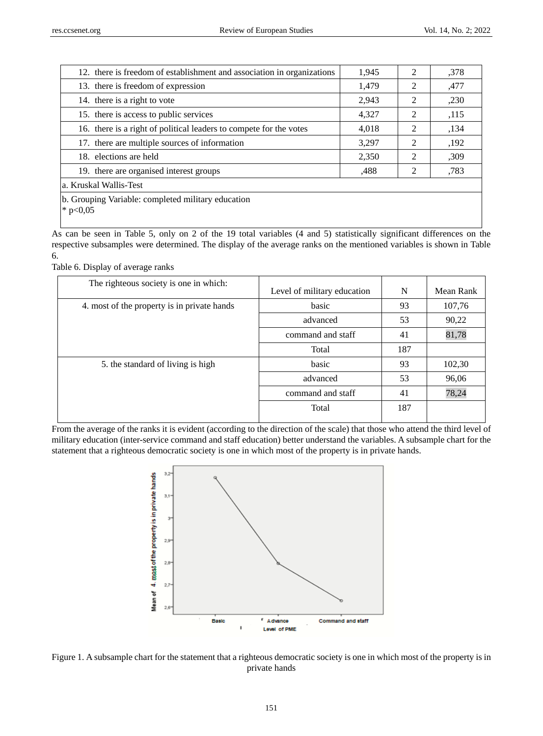| | | | |
|---|---|---|---|
| 12. there is freedom of establishment and association in organizations | 1,945 | 2 | ,378 |
| 13. there is freedom of expression | 1,479 | 2 | ,477 |
| 14. there is a right to vote | 2,943 | 2 | ,230 |
| 15. there is access to public services | 4,327 | 2 | ,115 |
| 16. there is a right of political leaders to compete for the votes | 4,018 | 2 | ,134 |
| 17. there are multiple sources of information | 3,297 | 2 | ,192 |
| 18. elections are held | 2,350 | 2 | ,309 |
| 19. there are organised interest groups | ,488 | 2 | ,783 |

a. Kruskal Wallis-Test

b. Grouping Variable: completed military education

* p<0,05

As can be seen in Table 5, only on 2 of the 19 total variables (4 and 5) statistically significant differences on the respective subsamples were determined. The display of the average ranks on the mentioned variables is shown in Table 6.

Table 6. Display of average ranks

| The righteous society is one in which: | Level of military education | N | Mean Rank |
|---|---|---|---|
| 4. most of the property is in private hands | basic | 93 | 107,76 |
| | advanced | 53 | 90,22 |
| | command and staff | 41 | 81,78 |
| | Total | 187 | |
| 5. the standard of living is high | basic | 93 | 102,30 |
| | advanced | 53 | 96,06 |
| | command and staff | 41 | 78,24 |
| | Total | 187 | |

From the average of the ranks it is evident (according to the direction of the scale) that those who attend the third level of military education (inter-service command and staff education) better understand the variables. A subsample chart for the statement that a righteous democratic society is one in which most of the property is in private hands.

Figure 1. A subsample chart for the statement that a righteous democratic society is one in which most of the property is in private hands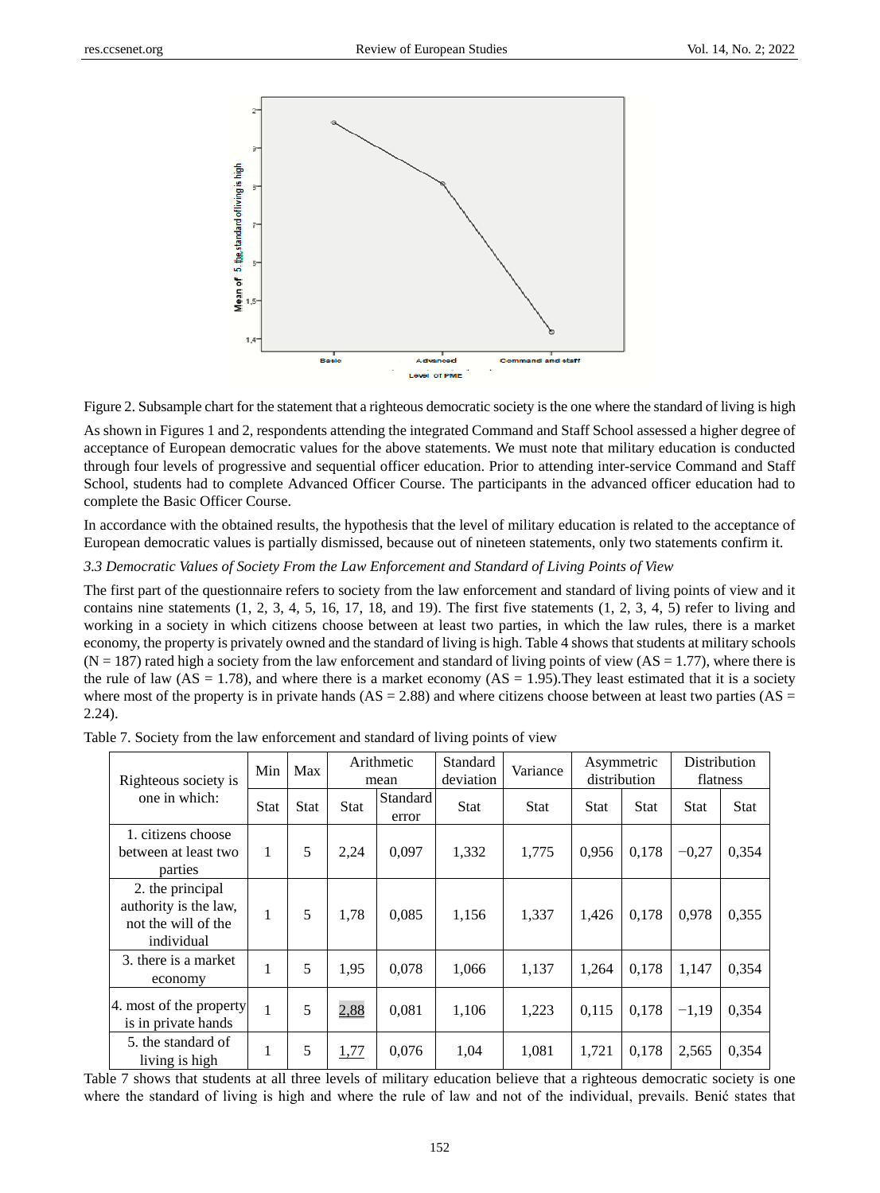Figure 2. Subsample chart for the statement that a righteous democratic society is the one where the standard of living is high

As shown in Figures 1 and 2, respondents attending the integrated Command and Staff School assessed a higher degree of acceptance of European democratic values for the above statements. We must note that military education is conducted through four levels of progressive and sequential officer education. Prior to attending inter-service Command and Staff School, students had to complete Advanced Officer Course. The participants in the advanced officer education had to complete the Basic Officer Course.

In accordance with the obtained results, the hypothesis that the level of military education is related to the acceptance of European democratic values is partially dismissed, because out of nineteen statements, only two statements confirm it.

### *3.3 Democratic Values of Society From the Law Enforcement and Standard of Living Points of View*

The first part of the questionnaire refers to society from the law enforcement and standard of living points of view and it contains nine statements (1, 2, 3, 4, 5, 16, 17, 18, and 19). The first five statements (1, 2, 3, 4, 5) refer to living and working in a society in which citizens choose between at least two parties, in which the law rules, there is a market economy, the property is privately owned and the standard of living is high. Table 4 shows that students at military schools (N = 187) rated high a society from the law enforcement and standard of living points of view (AS = 1.77), where there is the rule of law (AS = 1.78), and where there is a market economy (AS = 1.95).They least estimated that it is a society where most of the property is in private hands (AS = 2.88) and where citizens choose between at least two parties (AS = 2.24).

Table 7. Society from the law enforcement and standard of living points of view

| Righteous society is one in which: | Min | Max | Arithmetic mean | | Standard deviation | Variance | Asymmetric distribution | | Distribution flatness | |
|---|---|---|---|---|---|---|---|---|---|---|
| | Stat | Stat | Stat | Standard error | Stat | Stat | Stat | Stat | Stat | Stat |
| 1. citizens choose between at least two parties | 1 | 5 | 2,24 | 0,097 | 1,332 | 1,775 | 0,956 | 0,178 | −0,27 | 0,354 |
| 2. the principal authority is the law, not the will of the individual | 1 | 5 | 1,78 | 0,085 | 1,156 | 1,337 | 1,426 | 0,178 | 0,978 | 0,355 |
| 3. there is a market economy | 1 | 5 | 1,95 | 0,078 | 1,066 | 1,137 | 1,264 | 0,178 | 1,147 | 0,354 |
| 4. most of the property is in private hands | 1 | 5 | 2,88 | 0,081 | 1,106 | 1,223 | 0,115 | 0,178 | −1,19 | 0,354 |
| 5. the standard of living is high | 1 | 5 | 1,77 | 0,076 | 1,04 | 1,081 | 1,721 | 0,178 | 2,565 | 0,354 |

Table 7 shows that students at all three levels of military education believe that a righteous democratic society is one where the standard of living is high and where the rule of law and not of the individual, prevails. Benić states that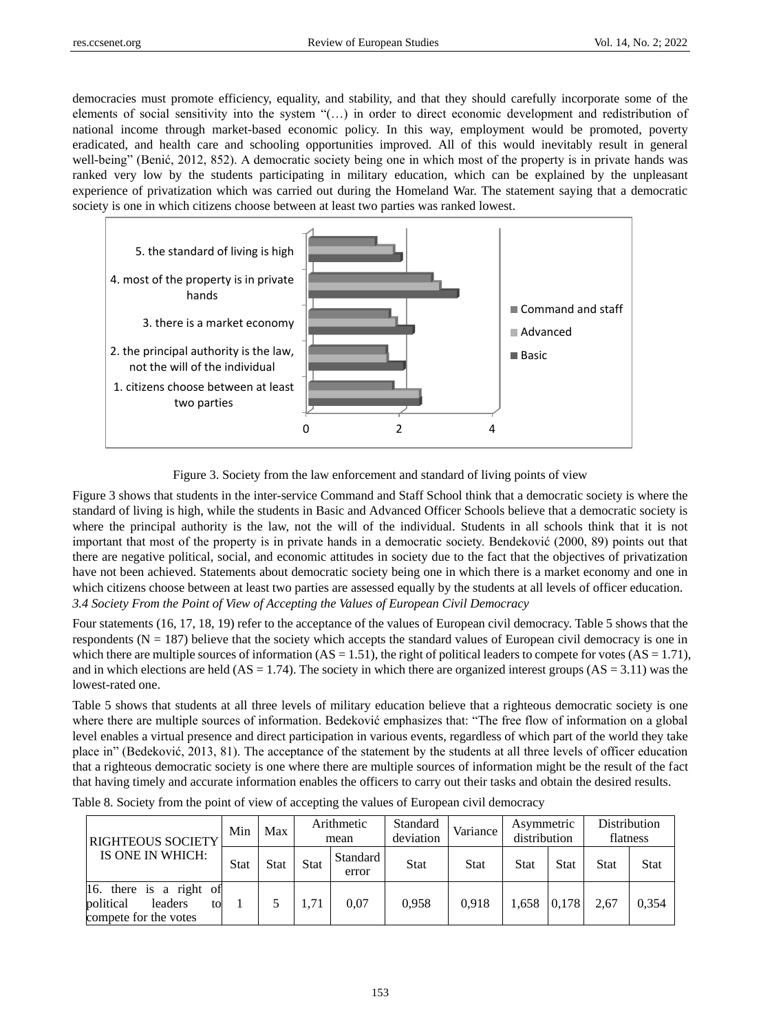democracies must promote efficiency, equality, and stability, and that they should carefully incorporate some of the elements of social sensitivity into the system "(…) in order to direct economic development and redistribution of national income through market-based economic policy. In this way, employment would be promoted, poverty eradicated, and health care and schooling opportunities improved. All of this would inevitably result in general well-being" (Benić, 2012, 852). A democratic society being one in which most of the property is in private hands was ranked very low by the students participating in military education, which can be explained by the unpleasant experience of privatization which was carried out during the Homeland War. The statement saying that a democratic society is one in which citizens choose between at least two parties was ranked lowest.

Figure 3. Society from the law enforcement and standard of living points of view

Figure 3 shows that students in the inter-service Command and Staff School think that a democratic society is where the standard of living is high, while the students in Basic and Advanced Officer Schools believe that a democratic society is where the principal authority is the law, not the will of the individual. Students in all schools think that it is not important that most of the property is in private hands in a democratic society. Bendeković (2000, 89) points out that there are negative political, social, and economic attitudes in society due to the fact that the objectives of privatization have not been achieved. Statements about democratic society being one in which there is a market economy and one in which citizens choose between at least two parties are assessed equally by the students at all levels of officer education.

### *3.4 Society From the Point of View of Accepting the Values of European Civil Democracy*

Four statements (16, 17, 18, 19) refer to the acceptance of the values of European civil democracy. Table 5 shows that the respondents (N = 187) believe that the society which accepts the standard values of European civil democracy is one in which there are multiple sources of information (AS = 1.51), the right of political leaders to compete for votes (AS = 1.71), and in which elections are held (AS = 1.74). The society in which there are organized interest groups (AS = 3.11) was the lowest-rated one.

Table 5 shows that students at all three levels of military education believe that a righteous democratic society is one where there are multiple sources of information. Bedeković emphasizes that: "The free flow of information on a global level enables a virtual presence and direct participation in various events, regardless of which part of the world they take place in" (Bedeković, 2013, 81). The acceptance of the statement by the students at all three levels of officer education that a righteous democratic society is one where there are multiple sources of information might be the result of the fact that having timely and accurate information enables the officers to carry out their tasks and obtain the desired results.

Table 8. Society from the point of view of accepting the values of European civil democracy

| RIGHTEOUS SOCIETY IS ONE IN WHICH: | Min | Max | Arithmetic mean | | Standard deviation | Variance | Asymmetric distribution | | Distribution flatness | |
|---|---|---|---|---|---|---|---|---|---|---|
| | Stat | Stat | Stat | Standard error | Stat | Stat | Stat | Stat | Stat | Stat |
| 16. there is a right of political leaders to compete for the votes | 1 | 5 | 1,71 | 0,07 | 0,958 | 0,918 | 1,658 | 0,178 | 2,67 | 0,354 |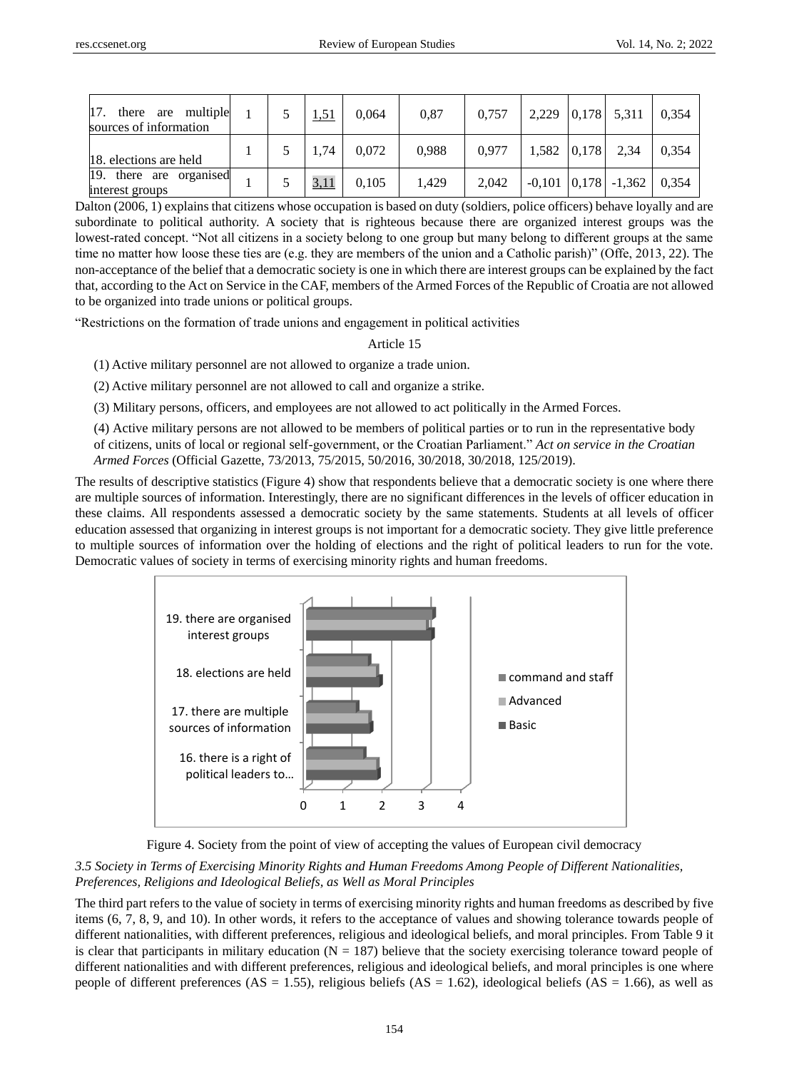| | | | | | | | | | | |
|---|---|---|---|---|---|---|---|---|---|---|
| 17. there are multiple sources of information | 1 | 5 | 1,51 | 0,064 | 0,87 | 0,757 | 2,229 | 0,178 | 5,311 | 0,354 |
| 18. elections are held | 1 | 5 | 1,74 | 0,072 | 0,988 | 0,977 | 1,582 | 0,178 | 2,34 | 0,354 |
| 19. there are organised interest groups | 1 | 5 | 3,11 | 0,105 | 1,429 | 2,042 | -0,101 | 0,178 | -1,362 | 0,354 |

Dalton (2006, 1) explains that citizens whose occupation is based on duty (soldiers, police officers) behave loyally and are subordinate to political authority. A society that is righteous because there are organized interest groups was the lowest-rated concept. "Not all citizens in a society belong to one group but many belong to different groups at the same time no matter how loose these ties are (e.g. they are members of the union and a Catholic parish)" (Offe, 2013, 22). The non-acceptance of the belief that a democratic society is one in which there are interest groups can be explained by the fact that, according to the Act on Service in the CAF, members of the Armed Forces of the Republic of Croatia are not allowed to be organized into trade unions or political groups.

"Restrictions on the formation of trade unions and engagement in political activities

Article 15

(1) Active military personnel are not allowed to organize a trade union.

(2) Active military personnel are not allowed to call and organize a strike.

(3) Military persons, officers, and employees are not allowed to act politically in the Armed Forces.

(4) Active military persons are not allowed to be members of political parties or to run in the representative body of citizens, units of local or regional self-government, or the Croatian Parliament." *Act on service in the Croatian Armed Forces* (Official Gazette, 73/2013, 75/2015, 50/2016, 30/2018, 30/2018, 125/2019).

The results of descriptive statistics (Figure 4) show that respondents believe that a democratic society is one where there are multiple sources of information. Interestingly, there are no significant differences in the levels of officer education in these claims. All respondents assessed a democratic society by the same statements. Students at all levels of officer education assessed that organizing in interest groups is not important for a democratic society. They give little preference to multiple sources of information over the holding of elections and the right of political leaders to run for the vote. Democratic values of society in terms of exercising minority rights and human freedoms.

Figure 4. Society from the point of view of accepting the values of European civil democracy

### *3.5 Society in Terms of Exercising Minority Rights and Human Freedoms Among People of Different Nationalities, Preferences, Religions and Ideological Beliefs, as Well as Moral Principles*

The third part refers to the value of society in terms of exercising minority rights and human freedoms as described by five items (6, 7, 8, 9, and 10). In other words, it refers to the acceptance of values and showing tolerance towards people of different nationalities, with different preferences, religious and ideological beliefs, and moral principles. From Table 9 it is clear that participants in military education ($N = 187$) believe that the society exercising tolerance toward people of different nationalities and with different preferences, religious and ideological beliefs, and moral principles is one where people of different preferences ($AS = 1.55$), religious beliefs ($AS = 1.62$), ideological beliefs ($AS = 1.66$), as well as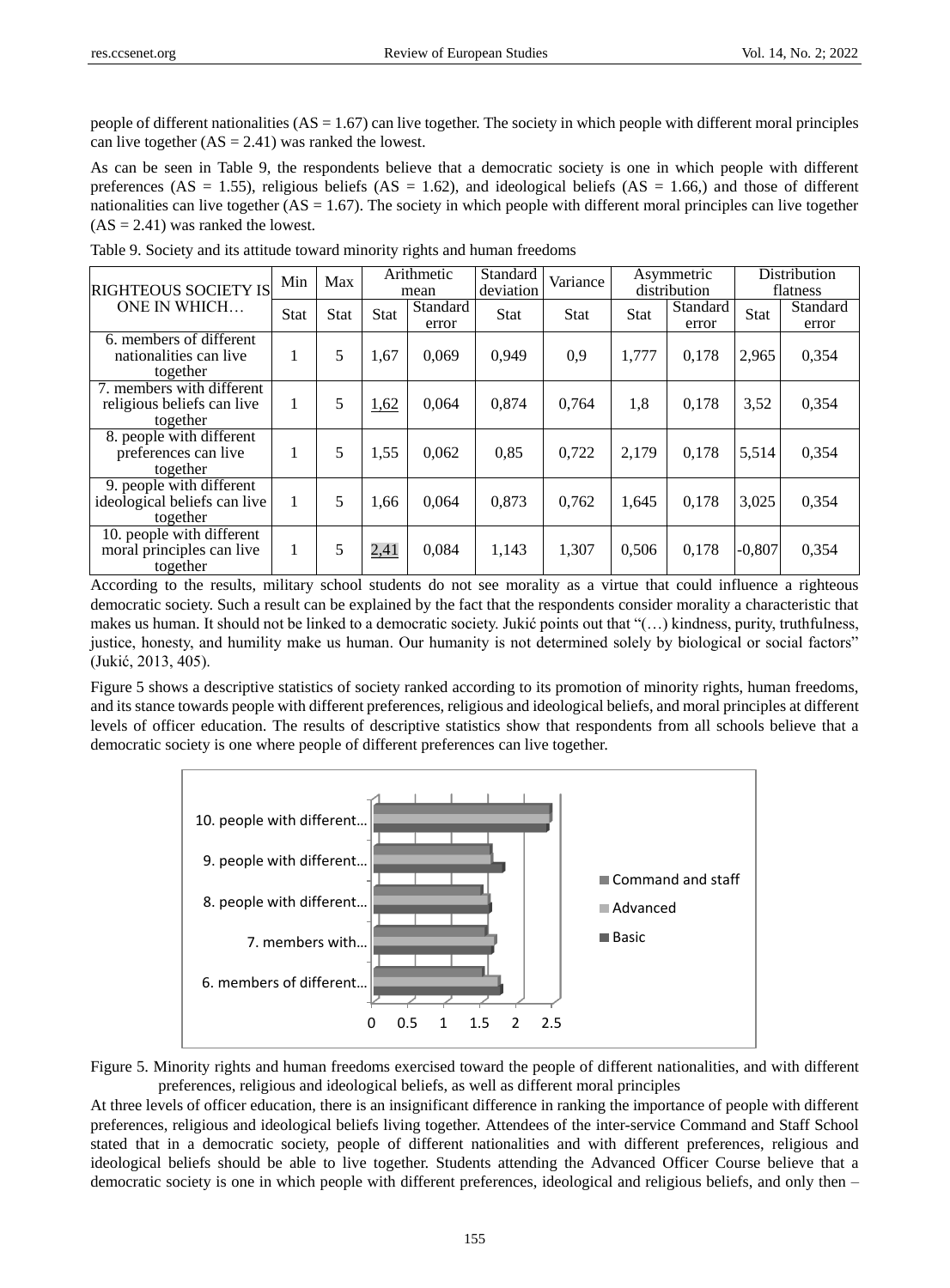people of different nationalities (AS = 1.67) can live together. The society in which people with different moral principles can live together (AS = 2.41) was ranked the lowest.

As can be seen in Table 9, the respondents believe that a democratic society is one in which people with different preferences (AS = 1.55), religious beliefs (AS = 1.62), and ideological beliefs (AS = 1.66,) and those of different nationalities can live together (AS = 1.67). The society in which people with different moral principles can live together (AS = 2.41) was ranked the lowest.

Table 9. Society and its attitude toward minority rights and human freedoms

| RIGHTEOUS SOCIETY IS ONE IN WHICH… | Min | Max | Arithmetic mean | | Standard deviation | Variance | Asymmetric distribution | | Distribution flatness | |
|---|---|---|---|---|---|---|---|---|---|---|
| | Stat | Stat | Stat | Standard error | Stat | Stat | Stat | Standard error | Stat | Standard error |
| 6. members of different nationalities can live together | 1 | 5 | 1,67 | 0,069 | 0,949 | 0,9 | 1,777 | 0,178 | 2,965 | 0,354 |
| 7. members with different religious beliefs can live together | 1 | 5 | 1,62 | 0,064 | 0,874 | 0,764 | 1,8 | 0,178 | 3,52 | 0,354 |
| 8. people with different preferences can live together | 1 | 5 | 1,55 | 0,062 | 0,85 | 0,722 | 2,179 | 0,178 | 5,514 | 0,354 |
| 9. people with different ideological beliefs can live together | 1 | 5 | 1,66 | 0,064 | 0,873 | 0,762 | 1,645 | 0,178 | 3,025 | 0,354 |
| 10. people with different moral principles can live together | 1 | 5 | 2,41 | 0,084 | 1,143 | 1,307 | 0,506 | 0,178 | -0,807 | 0,354 |

According to the results, military school students do not see morality as a virtue that could influence a righteous democratic society. Such a result can be explained by the fact that the respondents consider morality a characteristic that makes us human. It should not be linked to a democratic society. Jukić points out that "(…) kindness, purity, truthfulness, justice, honesty, and humility make us human. Our humanity is not determined solely by biological or social factors" (Jukić, 2013, 405).

Figure 5 shows a descriptive statistics of society ranked according to its promotion of minority rights, human freedoms, and its stance towards people with different preferences, religious and ideological beliefs, and moral principles at different levels of officer education. The results of descriptive statistics show that respondents from all schools believe that a democratic society is one where people of different preferences can live together.

Figure 5. Minority rights and human freedoms exercised toward the people of different nationalities, and with different preferences, religious and ideological beliefs, as well as different moral principles

At three levels of officer education, there is an insignificant difference in ranking the importance of people with different preferences, religious and ideological beliefs living together. Attendees of the inter-service Command and Staff School stated that in a democratic society, people of different nationalities and with different preferences, religious and ideological beliefs should be able to live together. Students attending the Advanced Officer Course believe that a democratic society is one in which people with different preferences, ideological and religious beliefs, and only then –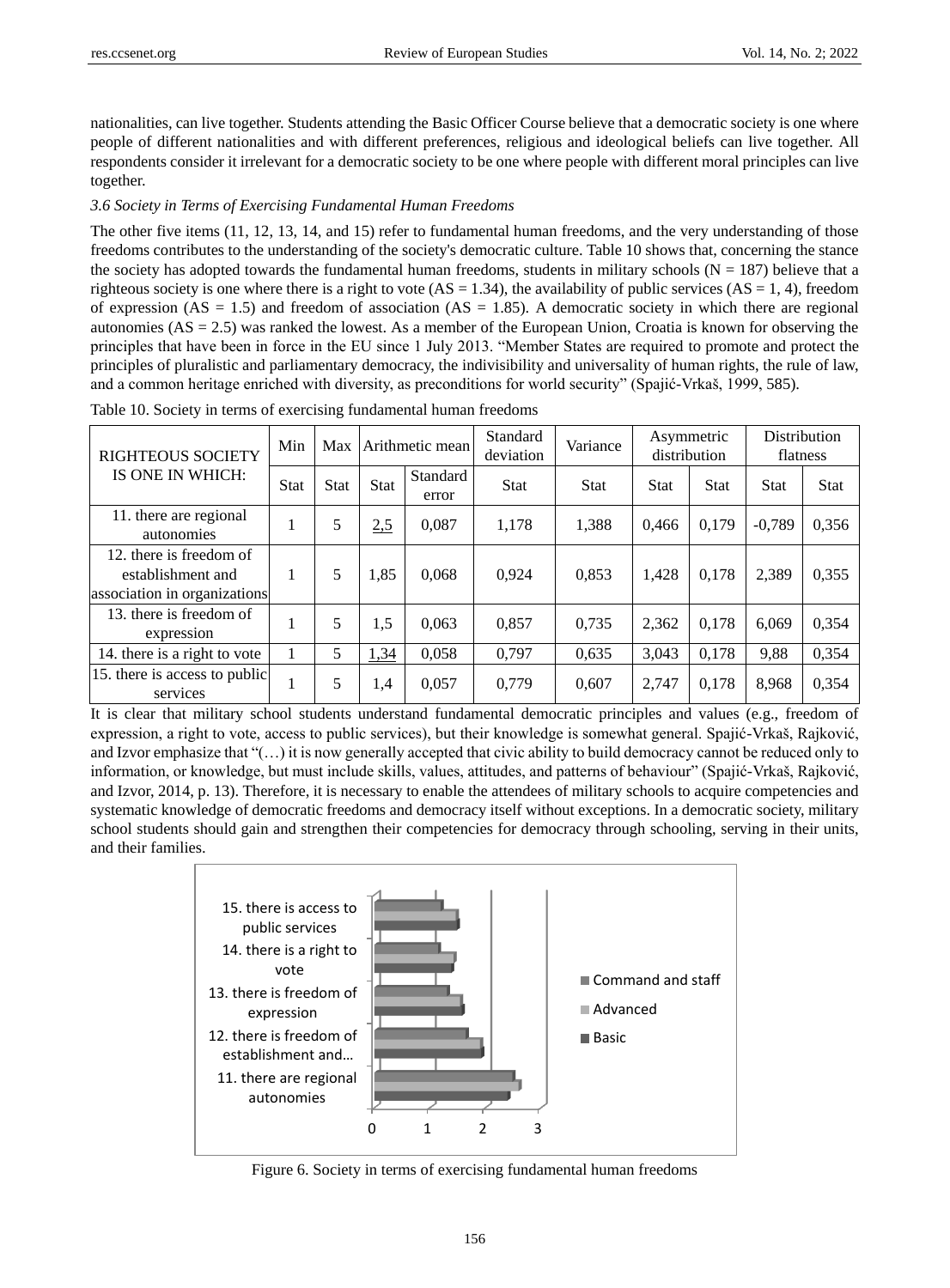nationalities, can live together. Students attending the Basic Officer Course believe that a democratic society is one where people of different nationalities and with different preferences, religious and ideological beliefs can live together. All respondents consider it irrelevant for a democratic society to be one where people with different moral principles can live together.

### *3.6 Society in Terms of Exercising Fundamental Human Freedoms*

The other five items (11, 12, 13, 14, and 15) refer to fundamental human freedoms, and the very understanding of those freedoms contributes to the understanding of the society's democratic culture. Table 10 shows that, concerning the stance the society has adopted towards the fundamental human freedoms, students in military schools (N = 187) believe that a righteous society is one where there is a right to vote (AS = 1.34), the availability of public services (AS = 1, 4), freedom of expression (AS = 1.5) and freedom of association (AS = 1.85). A democratic society in which there are regional autonomies (AS = 2.5) was ranked the lowest. As a member of the European Union, Croatia is known for observing the principles that have been in force in the EU since 1 July 2013. "Member States are required to promote and protect the principles of pluralistic and parliamentary democracy, the indivisibility and universality of human rights, the rule of law, and a common heritage enriched with diversity, as preconditions for world security" (Spajić-Vrkaš, 1999, 585).

Table 10. Society in terms of exercising fundamental human freedoms

| RIGHTEOUS SOCIETY IS ONE IN WHICH: | Min | Max | Arithmetic mean | | Standard deviation | Variance | Asymmetric distribution | | Distribution flatness | |
|---|---|---|---|---|---|---|---|---|---|---|
| | Stat | Stat | Stat | Standard error | Stat | Stat | Stat | Stat | Stat | Stat |
| 11. there are regional autonomies | 1 | 5 | <u>2,5</u> | 0,087 | 1,178 | 1,388 | 0,466 | 0,179 | -0,789 | 0,356 |
| 12. there is freedom of establishment and association in organizations | 1 | 5 | 1,85 | 0,068 | 0,924 | 0,853 | 1,428 | 0,178 | 2,389 | 0,355 |
| 13. there is freedom of expression | 1 | 5 | 1,5 | 0,063 | 0,857 | 0,735 | 2,362 | 0,178 | 6,069 | 0,354 |
| 14. there is a right to vote | 1 | 5 | <u>1,34</u> | 0,058 | 0,797 | 0,635 | 3,043 | 0,178 | 9,88 | 0,354 |
| 15. there is access to public services | 1 | 5 | 1,4 | 0,057 | 0,779 | 0,607 | 2,747 | 0,178 | 8,968 | 0,354 |

It is clear that military school students understand fundamental democratic principles and values (e.g., freedom of expression, a right to vote, access to public services), but their knowledge is somewhat general. Spajić-Vrkaš, Rajković, and Izvor emphasize that "(…) it is now generally accepted that civic ability to build democracy cannot be reduced only to information, or knowledge, but must include skills, values, attitudes, and patterns of behaviour" (Spajić-Vrkaš, Rajković, and Izvor, 2014, p. 13). Therefore, it is necessary to enable the attendees of military schools to acquire competencies and systematic knowledge of democratic freedoms and democracy itself without exceptions. In a democratic society, military school students should gain and strengthen their competencies for democracy through schooling, serving in their units, and their families.

Figure 6. Society in terms of exercising fundamental human freedoms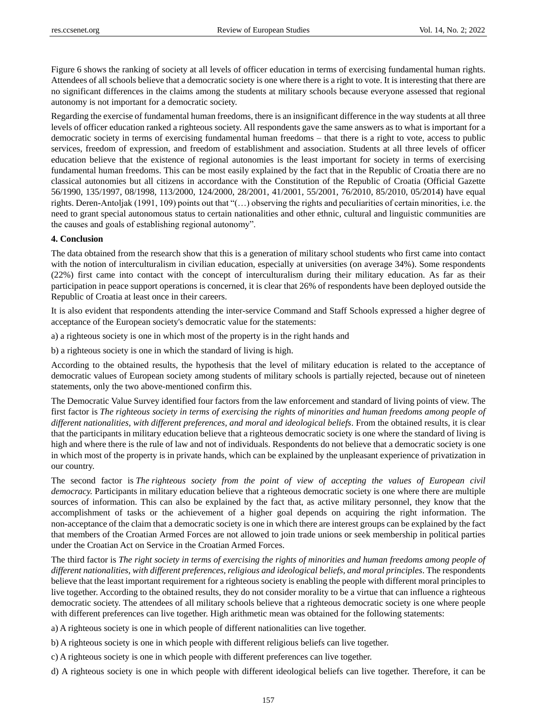Figure 6 shows the ranking of society at all levels of officer education in terms of exercising fundamental human rights. Attendees of all schools believe that a democratic society is one where there is a right to vote. It is interesting that there are no significant differences in the claims among the students at military schools because everyone assessed that regional autonomy is not important for a democratic society.

Regarding the exercise of fundamental human freedoms, there is an insignificant difference in the way students at all three levels of officer education ranked a righteous society. All respondents gave the same answers as to what is important for a democratic society in terms of exercising fundamental human freedoms – that there is a right to vote, access to public services, freedom of expression, and freedom of establishment and association. Students at all three levels of officer education believe that the existence of regional autonomies is the least important for society in terms of exercising fundamental human freedoms. This can be most easily explained by the fact that in the Republic of Croatia there are no classical autonomies but all citizens in accordance with the Constitution of the Republic of Croatia (Official Gazette 56/1990, 135/1997, 08/1998, 113/2000, 124/2000, 28/2001, 41/2001, 55/2001, 76/2010, 85/2010, 05/2014) have equal rights. Deren-Antoljak (1991, 109) points out that "(…) observing the rights and peculiarities of certain minorities, i.e. the need to grant special autonomous status to certain nationalities and other ethnic, cultural and linguistic communities are the causes and goals of establishing regional autonomy".

**4. Conclusion**

The data obtained from the research show that this is a generation of military school students who first came into contact with the notion of interculturalism in civilian education, especially at universities (on average 34%). Some respondents (22%) first came into contact with the concept of interculturalism during their military education. As far as their participation in peace support operations is concerned, it is clear that 26% of respondents have been deployed outside the Republic of Croatia at least once in their careers.

It is also evident that respondents attending the inter-service Command and Staff Schools expressed a higher degree of acceptance of the European society's democratic value for the statements:

a) a righteous society is one in which most of the property is in the right hands and

b) a righteous society is one in which the standard of living is high.

According to the obtained results, the hypothesis that the level of military education is related to the acceptance of democratic values of European society among students of military schools is partially rejected, because out of nineteen statements, only the two above-mentioned confirm this.

The Democratic Value Survey identified four factors from the law enforcement and standard of living points of view. The first factor is *The righteous society in terms of exercising the rights of minorities and human freedoms among people of different nationalities, with different preferences, and moral and ideological beliefs*. From the obtained results, it is clear that the participants in military education believe that a righteous democratic society is one where the standard of living is high and where there is the rule of law and not of individuals. Respondents do not believe that a democratic society is one in which most of the property is in private hands, which can be explained by the unpleasant experience of privatization in our country.

The second factor is *The righteous society from the point of view of accepting the values of European civil democracy.* Participants in military education believe that a righteous democratic society is one where there are multiple sources of information. This can also be explained by the fact that, as active military personnel, they know that the accomplishment of tasks or the achievement of a higher goal depends on acquiring the right information. The non-acceptance of the claim that a democratic society is one in which there are interest groups can be explained by the fact that members of the Croatian Armed Forces are not allowed to join trade unions or seek membership in political parties under the Croatian Act on Service in the Croatian Armed Forces.

The third factor is *The right society in terms of exercising the rights of minorities and human freedoms among people of different nationalities, with different preferences, religious and ideological beliefs, and moral principles*. The respondents believe that the least important requirement for a righteous society is enabling the people with different moral principles to live together. According to the obtained results, they do not consider morality to be a virtue that can influence a righteous democratic society. The attendees of all military schools believe that a righteous democratic society is one where people with different preferences can live together. High arithmetic mean was obtained for the following statements:

a) A righteous society is one in which people of different nationalities can live together.

b) A righteous society is one in which people with different religious beliefs can live together.

c) A righteous society is one in which people with different preferences can live together.

d) A righteous society is one in which people with different ideological beliefs can live together. Therefore, it can be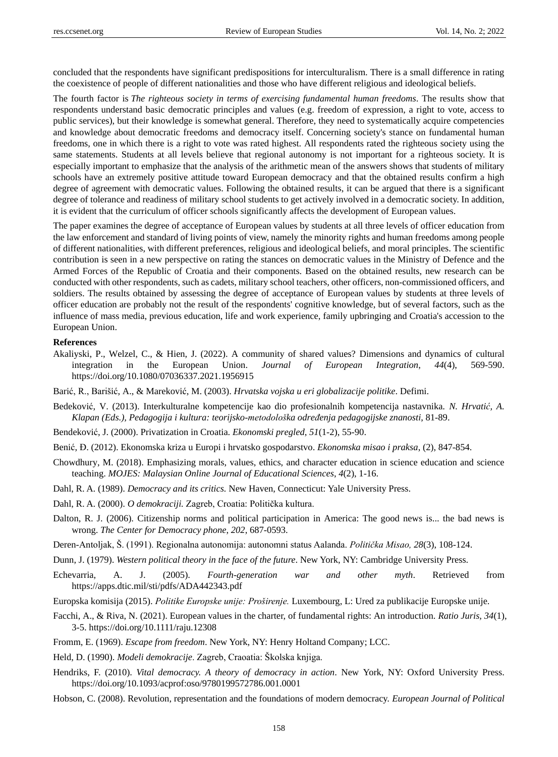concluded that the respondents have significant predispositions for interculturalism. There is a small difference in rating the coexistence of people of different nationalities and those who have different religious and ideological beliefs.

The fourth factor is *The righteous society in terms of exercising fundamental human freedoms*. The results show that respondents understand basic democratic principles and values (e.g. freedom of expression, a right to vote, access to public services), but their knowledge is somewhat general. Therefore, they need to systematically acquire competencies and knowledge about democratic freedoms and democracy itself. Concerning society's stance on fundamental human freedoms, one in which there is a right to vote was rated highest. All respondents rated the righteous society using the same statements. Students at all levels believe that regional autonomy is not important for a righteous society. It is especially important to emphasize that the analysis of the arithmetic mean of the answers shows that students of military schools have an extremely positive attitude toward European democracy and that the obtained results confirm a high degree of agreement with democratic values. Following the obtained results, it can be argued that there is a significant degree of tolerance and readiness of military school students to get actively involved in a democratic society. In addition, it is evident that the curriculum of officer schools significantly affects the development of European values.

The paper examines the degree of acceptance of European values by students at all three levels of officer education from the law enforcement and standard of living points of view, namely the minority rights and human freedoms among people of different nationalities, with different preferences, religious and ideological beliefs, and moral principles. The scientific contribution is seen in a new perspective on rating the stances on democratic values in the Ministry of Defence and the Armed Forces of the Republic of Croatia and their components. Based on the obtained results, new research can be conducted with other respondents, such as cadets, military school teachers, other officers, non-commissioned officers, and soldiers. The results obtained by assessing the degree of acceptance of European values by students at three levels of officer education are probably not the result of the respondents' cognitive knowledge, but of several factors, such as the influence of mass media, previous education, life and work experience, family upbringing and Croatia's accession to the European Union.

**References**

Akaliyski, P., Welzel, C., & Hien, J. (2022). A community of shared values? Dimensions and dynamics of cultural integration in the European Union. *Journal of European Integration*, *44*(4), 569-590. https://doi.org/10.1080/07036337.2021.1956915

Barić, R., Barišić, A., & Mareković, M. (2003). *Hrvatska vojska u eri globalizacije politike*. Defimi.

Bedeković, V. (2013). Interkulturalne kompetencije kao dio profesionalnih kompetencija nastavnika. *N. Hrvatić, A. Klapan (Eds.), Pedagogija i kultura: teorijsko-metodološka određenja pedagogijske znanosti*, 81-89.

Bendeković, J. (2000). Privatization in Croatia. *Ekonomski pregled*, *51*(1-2), 55-90.

Benić, Đ. (2012). Ekonomska kriza u Europi i hrvatsko gospodarstvo. *Ekonomska misao i praksa*, (2), 847-854.

Chowdhury, M. (2018). Emphasizing morals, values, ethics, and character education in science education and science teaching. *MOJES: Malaysian Online Journal of Educational Sciences*, *4*(2), 1-16.

Dahl, R. A. (1989). *Democracy and its critics.* New Haven, Connecticut: Yale University Press.

Dahl, R. A. (2000). *O demokraciji.* Zagreb, Croatia: Politička kultura.

Dalton, R. J. (2006). Citizenship norms and political participation in America: The good news is... the bad news is wrong. *The Center for Democracy phone*, *202*, 687-0593.

Deren-Antoljak, Š. (1991). Regionalna autonomija: autonomni status Aalanda. *Politička Misao, 28*(3), 108-124.

Dunn, J. (1979). *Western political theory in the face of the future*. New York, NY: Cambridge University Press.

Echevarria, A. J. (2005). *Fourth-generation war and other myth*. Retrieved from https://apps.dtic.mil/sti/pdfs/ADA442343.pdf

Europska komisija (2015). *Politike Europske unije: Proširenje.* Luxembourg, L: Ured za publikacije Europske unije.

Facchi, A., & Riva, N. (2021). European values in the charter, of fundamental rights: An introduction. *Ratio Juris*, *34*(1), 3-5. https://doi.org/10.1111/raju.12308

Fromm, E. (1969). *Escape from freedom*. New York, NY: Henry Holtand Company; LCC.

Held, D. (1990). *Modeli demokracije*. Zagreb, Craoatia: Školska knjiga.

Hendriks, F. (2010). *Vital democracy. A theory of democracy in action*. New York, NY: Oxford University Press. https://doi.org/10.1093/acprof:oso/9780199572786.001.0001

Hobson, C. (2008). Revolution, representation and the foundations of modern democracy. *European Journal of Political*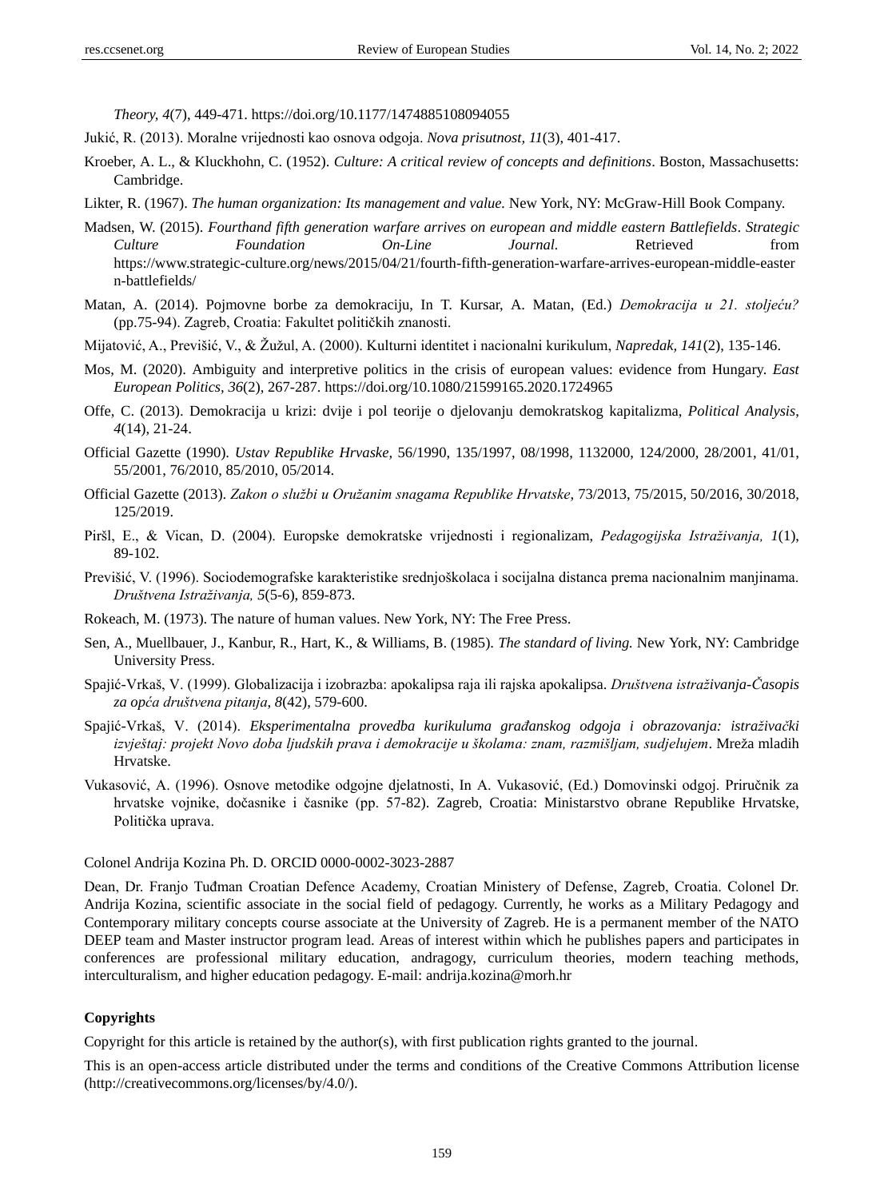*Theory, 4*(7), 449-471. https://doi.org/10.1177/1474885108094055

Jukić, R. (2013). Moralne vrijednosti kao osnova odgoja. *Nova prisutnost, 11*(3), 401-417.

Kroeber, A. L., & Kluckhohn, C. (1952). *Culture: A critical review of concepts and definitions*. Boston, Massachusetts: Cambridge.

Likter, R. (1967). *The human organization: Its management and value.* New York, NY: McGraw-Hill Book Company.

Madsen, W. (2015). *Fourthand fifth generation warfare arrives on european and middle eastern Battlefields*. *Strategic Culture Foundation On-Line Journal.* Retrieved from https://www.strategic-culture.org/news/2015/04/21/fourth-fifth-generation-warfare-arrives-european-middle-eastern-battlefields/

Matan, A. (2014). Pojmovne borbe za demokraciju, In T. Kursar, A. Matan, (Ed.) *Demokracija u 21. stoljeću?* (pp.75-94). Zagreb, Croatia: Fakultet političkih znanosti.

Mijatović, A., Previšić, V., & Žužul, A. (2000). Kulturni identitet i nacionalni kurikulum, *Napredak, 141*(2), 135-146.

Mos, M. (2020). Ambiguity and interpretive politics in the crisis of european values: evidence from Hungary. *East European Politics, 36*(2), 267-287. https://doi.org/10.1080/21599165.2020.1724965

Offe, C. (2013). Demokracija u krizi: dvije i pol teorije o djelovanju demokratskog kapitalizma, *Political Analysis, 4*(14), 21-24.

Official Gazette (1990). *Ustav Republike Hrvatske*, 56/1990, 135/1997, 08/1998, 1132000, 124/2000, 28/2001, 41/01, 55/2001, 76/2010, 85/2010, 05/2014.

Official Gazette (2013). *Zakon o službi u Oružanim snagama Republike Hrvatske*, 73/2013, 75/2015, 50/2016, 30/2018, 125/2019.

Piršl, E., & Vican, D. (2004). Europske demokratske vrijednosti i regionalizam, *Pedagogijska Istraživanja, 1*(1), 89-102.

Previšić, V. (1996). Sociodemografske karakteristike srednjoškolaca i socijalna distanca prema nacionalnim manjinama. *Društvena Istraživanja, 5*(5-6), 859-873.

Rokeach, M. (1973). The nature of human values. New York, NY: The Free Press.

Sen, A., Muellbauer, J., Kanbur, R., Hart, K., & Williams, B. (1985). *The standard of living.* New York, NY: Cambridge University Press.

Spajić-Vrkaš, V. (1999). Globalizacija i izobrazba: apokalipsa raja ili rajska apokalipsa. *Društvena istraživanja-Časopis za opća društvena pitanja, 8*(42), 579-600.

Spajić-Vrkaš, V. (2014). *Eksperimentalna provedba kurikuluma građanskog odgoja i obrazovanja: istraživački izvještaj: projekt Novo doba ljudskih prava i demokracije u školama: znam, razmišljam, sudjelujem*. Mreža mladih Hrvatske.

Vukasović, A. (1996). Osnove metodike odgojne djelatnosti, In A. Vukasović, (Ed.) Domovinski odgoj. Priručnik za hrvatske vojnike, dočasnike i časnike (pp. 57-82). Zagreb, Croatia: Ministarstvo obrane Republike Hrvatske, Politička uprava.

Colonel Andrija Kozina Ph. D. ORCID 0000-0002-3023-2887

Dean, Dr. Franjo Tuđman Croatian Defence Academy, Croatian Ministery of Defense, Zagreb, Croatia. Colonel Dr. Andrija Kozina, scientific associate in the social field of pedagogy. Currently, he works as a Military Pedagogy and Contemporary military concepts course associate at the University of Zagreb. He is a permanent member of the NATO DEEP team and Master instructor program lead. Areas of interest within which he publishes papers and participates in conferences are professional military education, andragogy, curriculum theories, modern teaching methods, interculturalism, and higher education pedagogy. E-mail: andrija.kozina@morh.hr

**Copyrights**

Copyright for this article is retained by the author(s), with first publication rights granted to the journal.

This is an open-access article distributed under the terms and conditions of the Creative Commons Attribution license (http://creativecommons.org/licenses/by/4.0/).